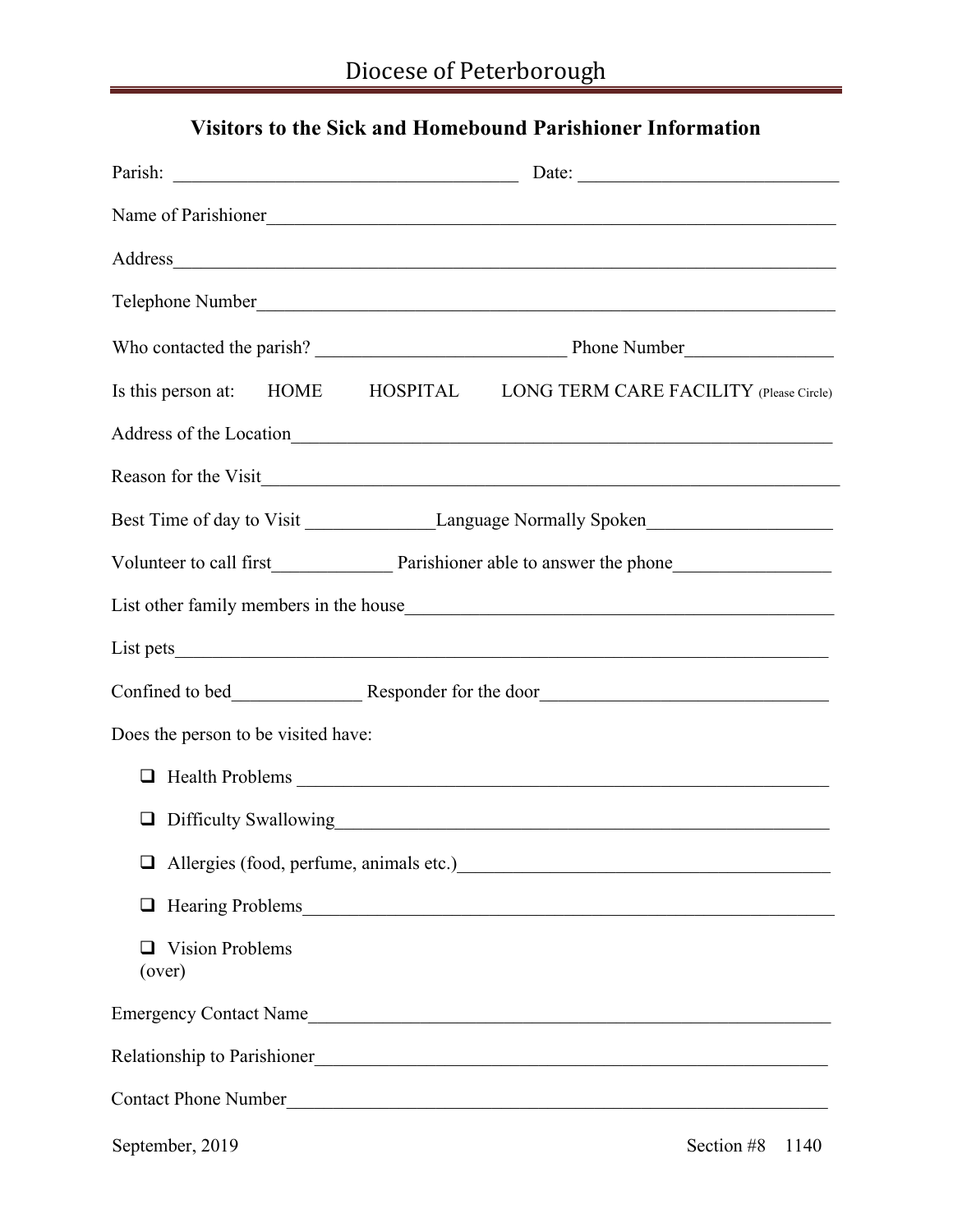# Diocese of Peterborough

## Visitors to the Sick and Homebound Parishioner Information

Parish: ____________________________________ Date: ___________________________

Name of Parishioner____________________________________________________________

Address______________________________________________________________________

Telephone Number_______________________________________________________________

Who contacted the parish? __________________________ Phone Number________________

Is this person at: HOME HOSPITAL LONG TERM CARE FACILITY (Please Circle)

Address of the Location_________________________________________________________

Reason for the Visit____________________________________________________________

Best Time of day to Visit ______________Language Normally Spoken____________________

Volunteer to call first_____________ Parishioner able to answer the phone_________________

List other family members in the house_____________________________________________

List pets_____________________________________________________________________

Confined to bed______________ Responder for the door______________________________

Does the person to be visited have:

- ☐ Health Problems ___________________________________________________________
- ☐ Difficulty Swallowing_________________________________________________________
- ☐ Allergies (food, perfume, animals etc.)___________________________________________
- ☐ Hearing Problems___________________________________________________________
- ☐ Vision Problems

(over)

Emergency Contact Name________________________________________________________

Relationship to Parishioner______________________________________________________

Contact Phone Number_________________________________________________________

September, 2019 Section #8 1140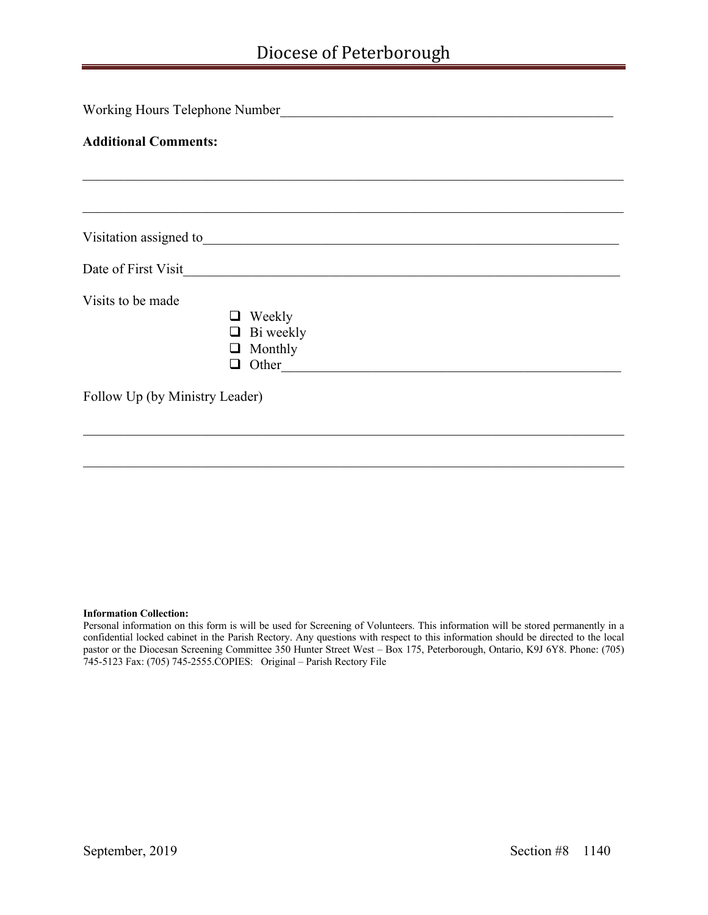Working Hours Telephone Number_______________________________________________

**Additional Comments:**

___________________________________________________________________________

___________________________________________________________________________

Visitation assigned to___________________________________________________________

Date of First Visit______________________________________________________________

Visits to be made

- ☐ Weekly
- ☐ Bi weekly
- ☐ Monthly
- ☐ Other_______________________________________________

Follow Up (by Ministry Leader)

___________________________________________________________________________

___________________________________________________________________________

**Information Collection:**
Personal information on this form is will be used for Screening of Volunteers. This information will be stored permanently in a confidential locked cabinet in the Parish Rectory. Any questions with respect to this information should be directed to the local pastor or the Diocesan Screening Committee 350 Hunter Street West – Box 175, Peterborough, Ontario, K9J 6Y8. Phone: (705) 745-5123 Fax: (705) 745-2555.COPIES: Original – Parish Rectory File